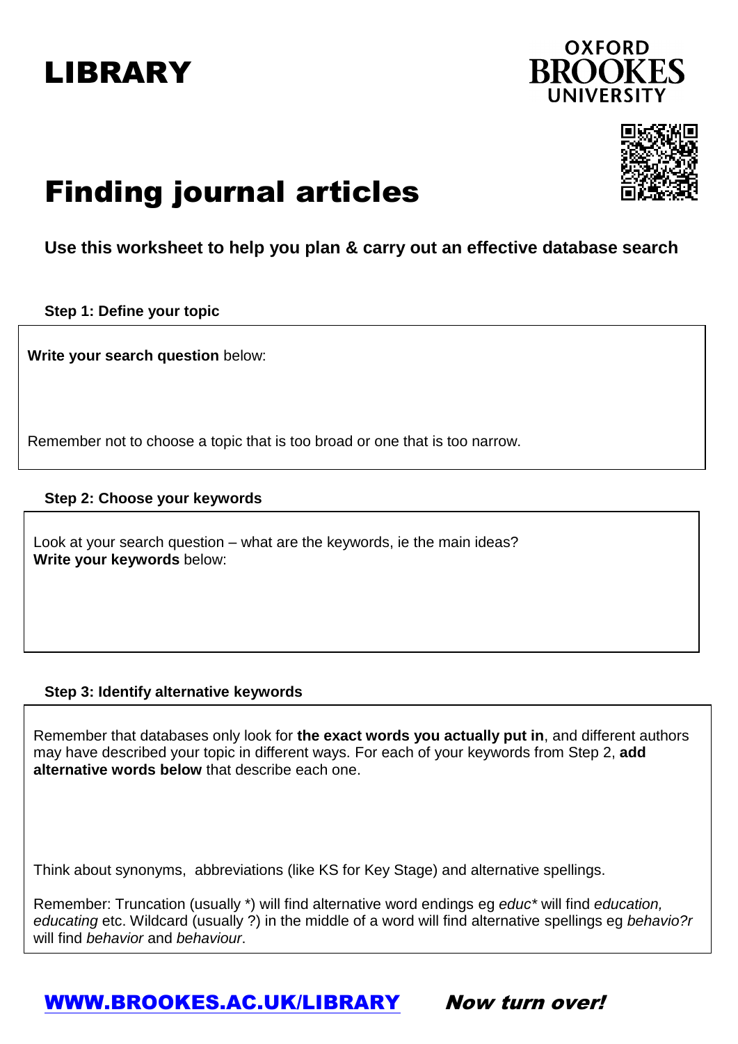# LIBRARY

OXFORD BROOKES UNIVERSITY

# Finding journal articles

### Use this worksheet to help you plan & carry out an effective database search

**Step 1: Define your topic**

**Write your search question** below:

Remember not to choose a topic that is too broad or one that is too narrow.

**Step 2: Choose your keywords**

Look at your search question – what are the keywords, ie the main ideas?
**Write your keywords** below:

**Step 3: Identify alternative keywords**

Remember that databases only look for **the exact words you actually put in**, and different authors may have described your topic in different ways. For each of your keywords from Step 2, **add alternative words below** that describe each one.

Think about synonyms, abbreviations (like KS for Key Stage) and alternative spellings.

Remember: Truncation (usually *) will find alternative word endings eg *educ** will find *education, educating* etc. Wildcard (usually ?) in the middle of a word will find alternative spellings eg *behavio?r* will find *behavior* and *behaviour*.

[WWW.BROOKES.AC.UK/LIBRARY](http://WWW.BROOKES.AC.UK/LIBRARY) ***Now turn over!***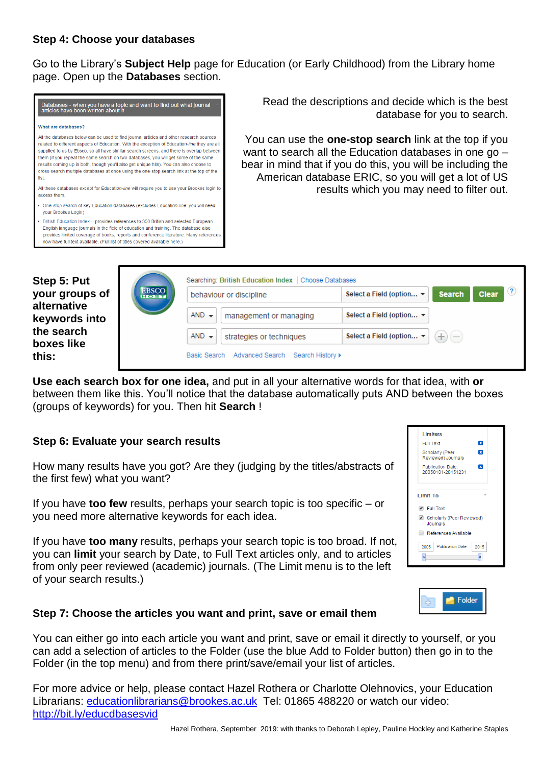**Step 4: Choose your databases**

Go to the Library's **Subject Help** page for Education (or Early Childhood) from the Library home page. Open up the **Databases** section.

Databases - when you have a topic and want to find out what journal articles have been written about it

What are databases?

All the databases below can be used to find journal articles and other research sources related to different aspects of Education. With the exception of Education-*line* they are all supplied to us by Ebsco, so all have similar search screens, and there is overlap between them (if you repeat the same search on two databases, you will get some of the same results coming up in both, though you'll also get unique hits). You can also choose to cross-search multiple databases at once using the one-stop search link at the top of the list.

All these databases except for Education-*line* will require you to use your Brookes login to access them.

- One-stop search of key Education databases (excludes Education-*line*: you will need your Brookes Login)
- British Education Index - provides references to 350 British and selected European English language journals in the field of education and training. The database also provides limited coverage of books, reports and conference literature. Many references now have full text available. (Full list of titles covered available here.)

Read the descriptions and decide which is the best database for you to search.

You can use the **one-stop search** link at the top if you want to search all the Education databases in one go – bear in mind that if you do this, you will be including the American database ERIC, so you will get a lot of US results which you may need to filter out.

**Step 5: Put your groups of alternative keywords into the search boxes like this:**

Searching: British Education Index | Choose Databases

behaviour or discipline | Select a Field (option... | Search | Clear

AND | management or managing | Select a Field (option...

AND | strategies or techniques | Select a Field (option...

Basic Search   Advanced Search   Search History

**Use each search box for one idea,** and put in all your alternative words for that idea, with **or** between them like this. You'll notice that the database automatically puts AND between the boxes (groups of keywords) for you. Then hit **Search** !

**Step 6: Evaluate your search results**

How many results have you got? Are they (judging by the titles/abstracts of the first few) what you want?

If you have **too few** results, perhaps your search topic is too specific – or you need more alternative keywords for each idea.

If you have **too many** results, perhaps your search topic is too broad. If not, you can **limit** your search by Date, to Full Text articles only, and to articles from only peer reviewed (academic) journals. (The Limit menu is to the left of your search results.)

Limiters
Full Text
Scholarly (Peer Reviewed) Journals
Publication Date: 20050101-20151231

Limit To
Full Text
Scholarly (Peer Reviewed) Journals
References Available
2005 Publication Date 2015

**Step 7: Choose the articles you want and print, save or email them**

Folder

You can either go into each article you want and print, save or email it directly to yourself, or you can add a selection of articles to the Folder (use the blue Add to Folder button) then go in to the Folder (in the top menu) and from there print/save/email your list of articles.

For more advice or help, please contact Hazel Rothera or Charlotte Olehnovics, your Education Librarians: educationlibrarians@brookes.ac.uk Tel: 01865 488220 or watch our video: http://bit.ly/educdbasesvid

Hazel Rothera, September 2019: with thanks to Deborah Lepley, Pauline Hockley and Katherine Staples